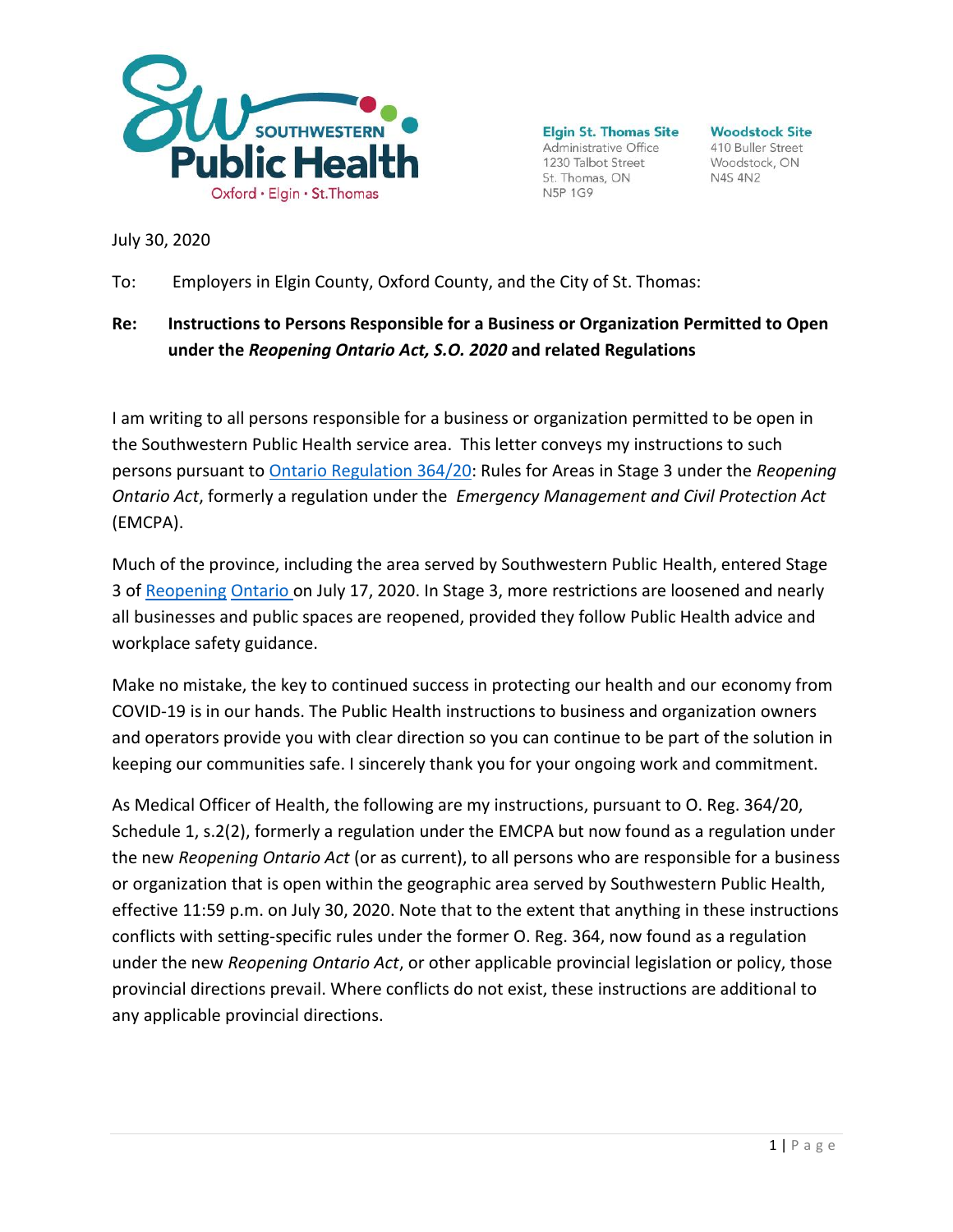Southwestern Public Health
Oxford • Elgin • St.Thomas

**Elgin St. Thomas Site**
Administrative Office
1230 Talbot Street
St. Thomas, ON
N5P 1G9

**Woodstock Site**
410 Buller Street
Woodstock, ON
N4S 4N2

July 30, 2020

To: Employers in Elgin County, Oxford County, and the City of St. Thomas:

**Re: Instructions to Persons Responsible for a Business or Organization Permitted to Open under the *Reopening Ontario Act, S.O. 2020* and related Regulations**

I am writing to all persons responsible for a business or organization permitted to be open in the Southwestern Public Health service area. This letter conveys my instructions to such persons pursuant to Ontario Regulation 364/20: Rules for Areas in Stage 3 under the *Reopening Ontario Act*, formerly a regulation under the *Emergency Management and Civil Protection Act* (EMCPA).

Much of the province, including the area served by Southwestern Public Health, entered Stage 3 of Reopening Ontario on July 17, 2020. In Stage 3, more restrictions are loosened and nearly all businesses and public spaces are reopened, provided they follow Public Health advice and workplace safety guidance.

Make no mistake, the key to continued success in protecting our health and our economy from COVID-19 is in our hands. The Public Health instructions to business and organization owners and operators provide you with clear direction so you can continue to be part of the solution in keeping our communities safe. I sincerely thank you for your ongoing work and commitment.

As Medical Officer of Health, the following are my instructions, pursuant to O. Reg. 364/20, Schedule 1, s.2(2), formerly a regulation under the EMCPA but now found as a regulation under the new *Reopening Ontario Act* (or as current), to all persons who are responsible for a business or organization that is open within the geographic area served by Southwestern Public Health, effective 11:59 p.m. on July 30, 2020. Note that to the extent that anything in these instructions conflicts with setting-specific rules under the former O. Reg. 364, now found as a regulation under the new *Reopening Ontario Act*, or other applicable provincial legislation or policy, those provincial directions prevail. Where conflicts do not exist, these instructions are additional to any applicable provincial directions.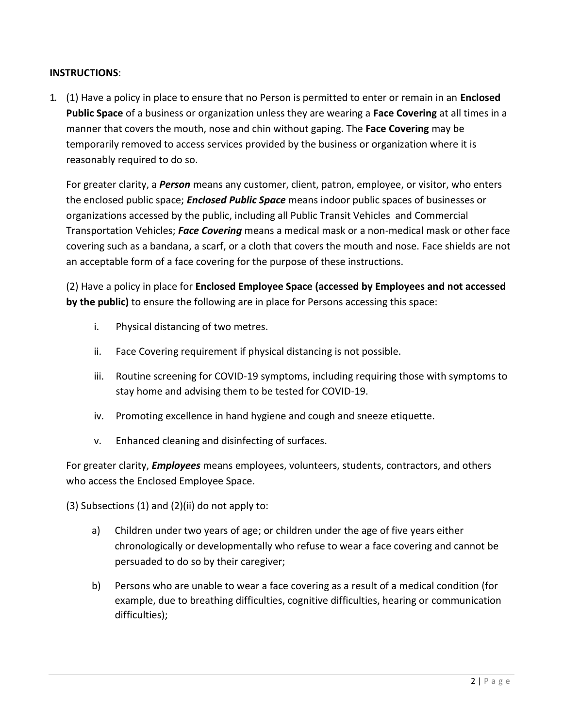**INSTRUCTIONS**:

1. (1) Have a policy in place to ensure that no Person is permitted to enter or remain in an **Enclosed Public Space** of a business or organization unless they are wearing a **Face Covering** at all times in a manner that covers the mouth, nose and chin without gaping. The **Face Covering** may be temporarily removed to access services provided by the business or organization where it is reasonably required to do so.

   For greater clarity, a ***Person*** means any customer, client, patron, employee, or visitor, who enters the enclosed public space; ***Enclosed Public Space*** means indoor public spaces of businesses or organizations accessed by the public, including all Public Transit Vehicles and Commercial Transportation Vehicles; ***Face Covering*** means a medical mask or a non-medical mask or other face covering such as a bandana, a scarf, or a cloth that covers the mouth and nose. Face shields are not an acceptable form of a face covering for the purpose of these instructions.

   (2) Have a policy in place for **Enclosed Employee Space (accessed by Employees and not accessed by the public)** to ensure the following are in place for Persons accessing this space:

   i. Physical distancing of two metres.

   ii. Face Covering requirement if physical distancing is not possible.

   iii. Routine screening for COVID-19 symptoms, including requiring those with symptoms to stay home and advising them to be tested for COVID-19.

   iv. Promoting excellence in hand hygiene and cough and sneeze etiquette.

   v. Enhanced cleaning and disinfecting of surfaces.

   For greater clarity, ***Employees*** means employees, volunteers, students, contractors, and others who access the Enclosed Employee Space.

   (3) Subsections (1) and (2)(ii) do not apply to:

   a) Children under two years of age; or children under the age of five years either chronologically or developmentally who refuse to wear a face covering and cannot be persuaded to do so by their caregiver;

   b) Persons who are unable to wear a face covering as a result of a medical condition (for example, due to breathing difficulties, cognitive difficulties, hearing or communication difficulties);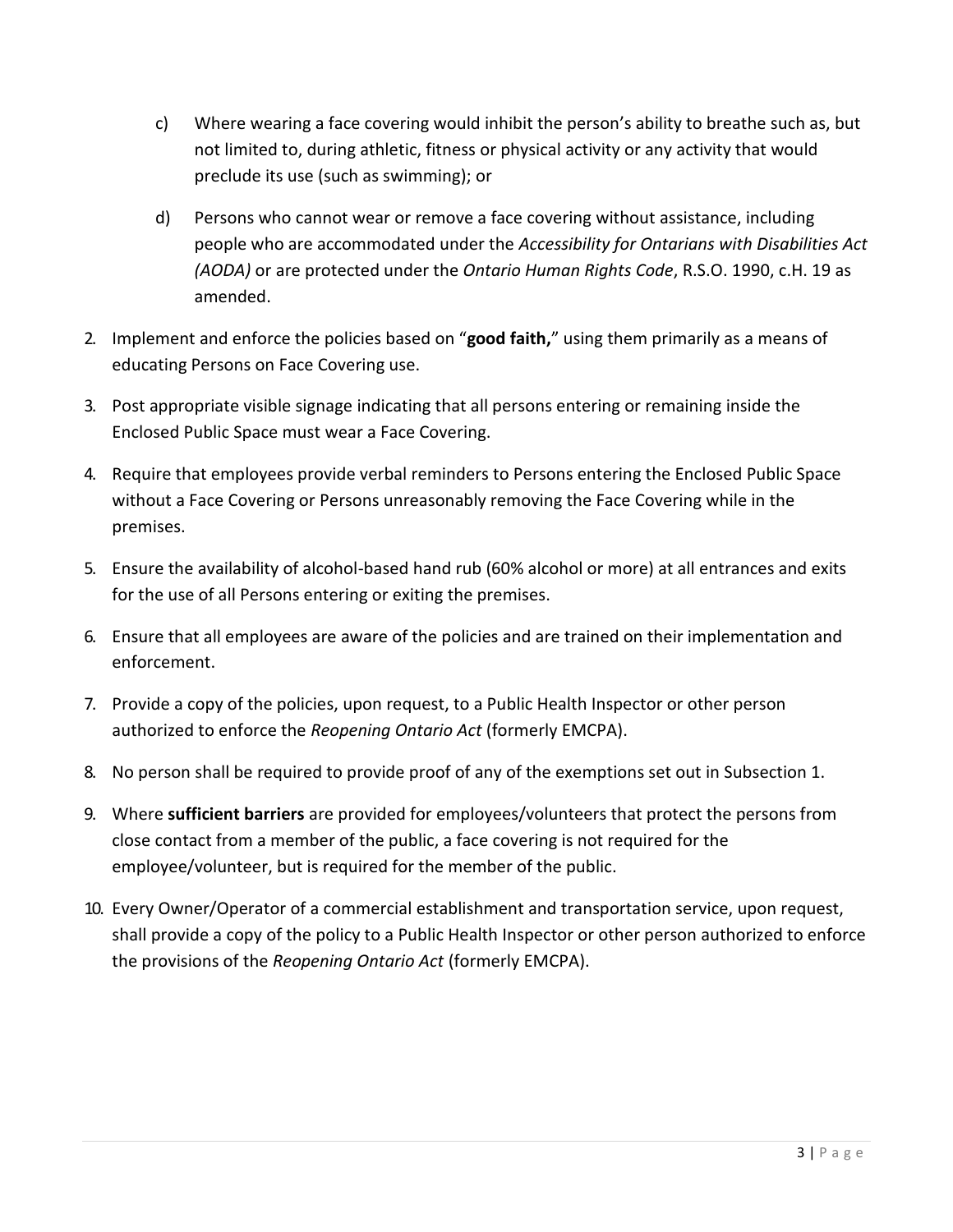c) Where wearing a face covering would inhibit the person's ability to breathe such as, but not limited to, during athletic, fitness or physical activity or any activity that would preclude its use (such as swimming); or

d) Persons who cannot wear or remove a face covering without assistance, including people who are accommodated under the *Accessibility for Ontarians with Disabilities Act (AODA)* or are protected under the *Ontario Human Rights Code*, R.S.O. 1990, c.H. 19 as amended.

2. Implement and enforce the policies based on "**good faith,**" using them primarily as a means of educating Persons on Face Covering use.
3. Post appropriate visible signage indicating that all persons entering or remaining inside the Enclosed Public Space must wear a Face Covering.
4. Require that employees provide verbal reminders to Persons entering the Enclosed Public Space without a Face Covering or Persons unreasonably removing the Face Covering while in the premises.
5. Ensure the availability of alcohol-based hand rub (60% alcohol or more) at all entrances and exits for the use of all Persons entering or exiting the premises.
6. Ensure that all employees are aware of the policies and are trained on their implementation and enforcement.
7. Provide a copy of the policies, upon request, to a Public Health Inspector or other person authorized to enforce the *Reopening Ontario Act* (formerly EMCPA).
8. No person shall be required to provide proof of any of the exemptions set out in Subsection 1.
9. Where **sufficient barriers** are provided for employees/volunteers that protect the persons from close contact from a member of the public, a face covering is not required for the employee/volunteer, but is required for the member of the public.
10. Every Owner/Operator of a commercial establishment and transportation service, upon request, shall provide a copy of the policy to a Public Health Inspector or other person authorized to enforce the provisions of the *Reopening Ontario Act* (formerly EMCPA).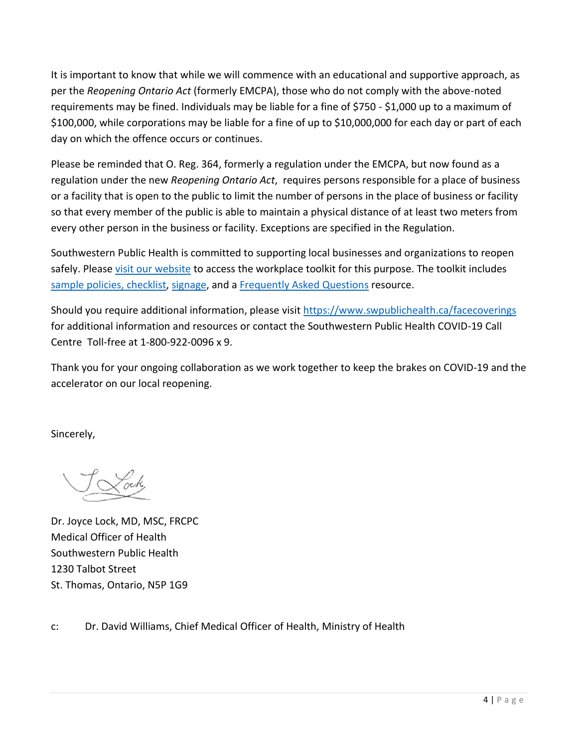It is important to know that while we will commence with an educational and supportive approach, as per the *Reopening Ontario Act* (formerly EMCPA), those who do not comply with the above-noted requirements may be fined. Individuals may be liable for a fine of $750 - $1,000 up to a maximum of $100,000, while corporations may be liable for a fine of up to $10,000,000 for each day or part of each day on which the offence occurs or continues.

Please be reminded that O. Reg. 364, formerly a regulation under the EMCPA, but now found as a regulation under the new *Reopening Ontario Act*, requires persons responsible for a place of business or a facility that is open to the public to limit the number of persons in the place of business or facility so that every member of the public is able to maintain a physical distance of at least two meters from every other person in the business or facility. Exceptions are specified in the Regulation.

Southwestern Public Health is committed to supporting local businesses and organizations to reopen safely. Please visit our website to access the workplace toolkit for this purpose. The toolkit includes sample policies, checklist, signage, and a Frequently Asked Questions resource.

Should you require additional information, please visit https://www.swpublichealth.ca/facecoverings for additional information and resources or contact the Southwestern Public Health COVID-19 Call Centre Toll-free at 1-800-922-0096 x 9.

Thank you for your ongoing collaboration as we work together to keep the brakes on COVID-19 and the accelerator on our local reopening.

Sincerely,

Dr. Joyce Lock, MD, MSC, FRCPC
Medical Officer of Health
Southwestern Public Health
1230 Talbot Street
St. Thomas, Ontario, N5P 1G9

c: Dr. David Williams, Chief Medical Officer of Health, Ministry of Health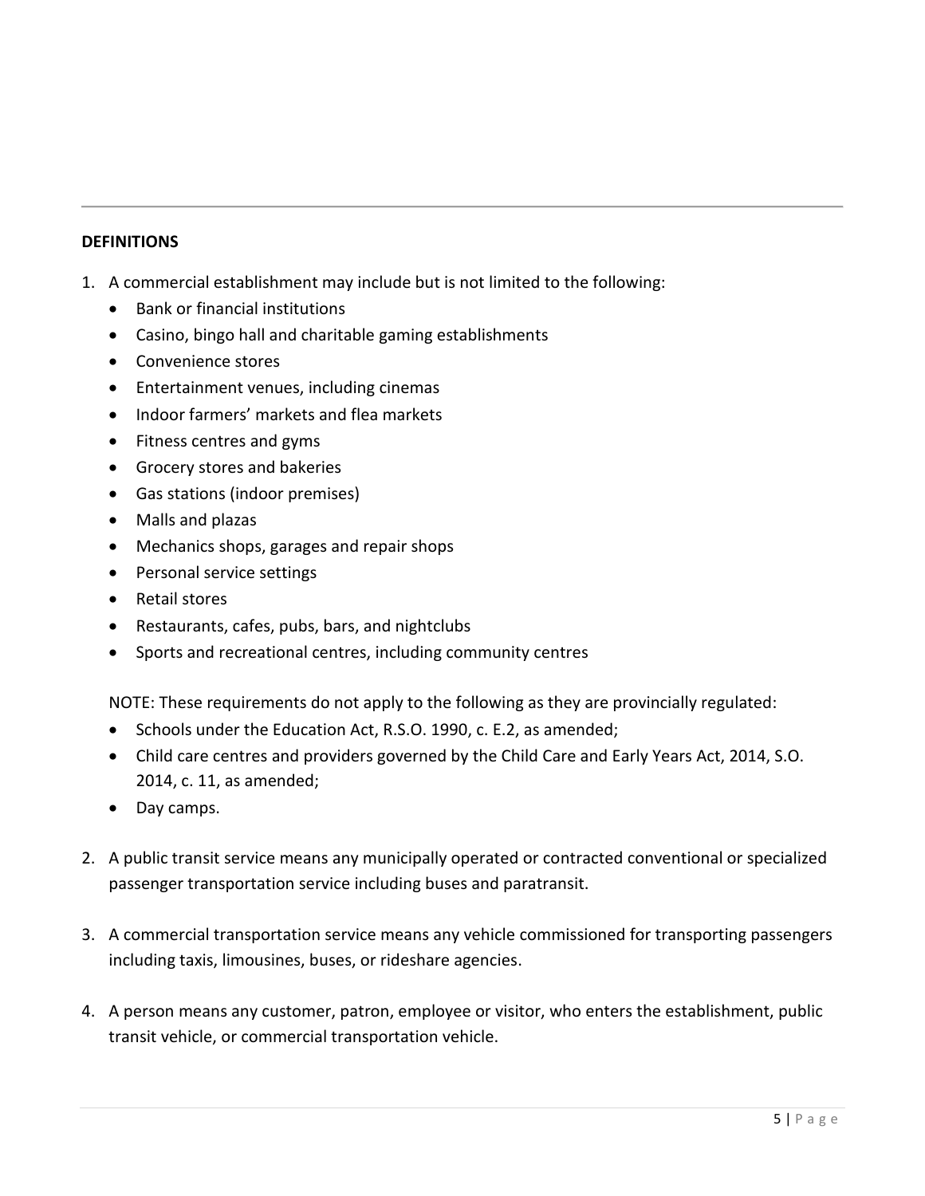**DEFINITIONS**

1. A commercial establishment may include but is not limited to the following:
   - Bank or financial institutions
   - Casino, bingo hall and charitable gaming establishments
   - Convenience stores
   - Entertainment venues, including cinemas
   - Indoor farmers' markets and flea markets
   - Fitness centres and gyms
   - Grocery stores and bakeries
   - Gas stations (indoor premises)
   - Malls and plazas
   - Mechanics shops, garages and repair shops
   - Personal service settings
   - Retail stores
   - Restaurants, cafes, pubs, bars, and nightclubs
   - Sports and recreational centres, including community centres

   NOTE: These requirements do not apply to the following as they are provincially regulated:
   - Schools under the Education Act, R.S.O. 1990, c. E.2, as amended;
   - Child care centres and providers governed by the Child Care and Early Years Act, 2014, S.O. 2014, c. 11, as amended;
   - Day camps.

2. A public transit service means any municipally operated or contracted conventional or specialized passenger transportation service including buses and paratransit.

3. A commercial transportation service means any vehicle commissioned for transporting passengers including taxis, limousines, buses, or rideshare agencies.

4. A person means any customer, patron, employee or visitor, who enters the establishment, public transit vehicle, or commercial transportation vehicle.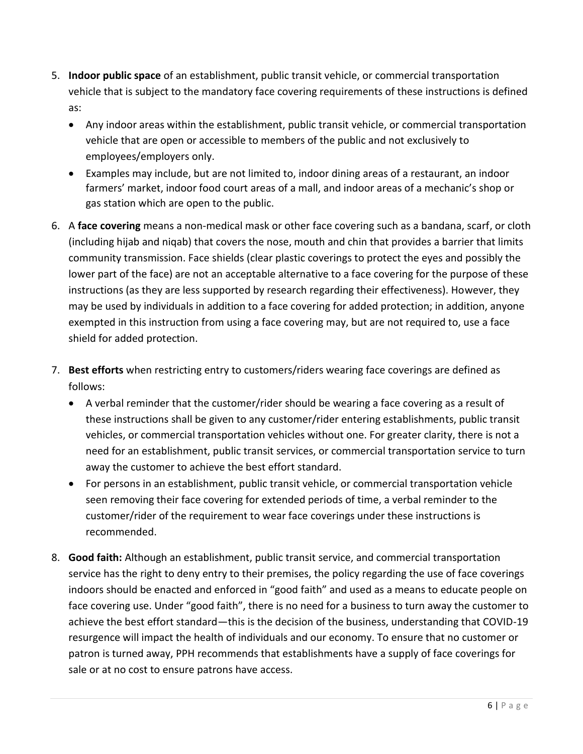5. **Indoor public space** of an establishment, public transit vehicle, or commercial transportation vehicle that is subject to the mandatory face covering requirements of these instructions is defined as:
   - Any indoor areas within the establishment, public transit vehicle, or commercial transportation vehicle that are open or accessible to members of the public and not exclusively to employees/employers only.
   - Examples may include, but are not limited to, indoor dining areas of a restaurant, an indoor farmers' market, indoor food court areas of a mall, and indoor areas of a mechanic's shop or gas station which are open to the public.

6. A **face covering** means a non-medical mask or other face covering such as a bandana, scarf, or cloth (including hijab and niqab) that covers the nose, mouth and chin that provides a barrier that limits community transmission. Face shields (clear plastic coverings to protect the eyes and possibly the lower part of the face) are not an acceptable alternative to a face covering for the purpose of these instructions (as they are less supported by research regarding their effectiveness). However, they may be used by individuals in addition to a face covering for added protection; in addition, anyone exempted in this instruction from using a face covering may, but are not required to, use a face shield for added protection.

7. **Best efforts** when restricting entry to customers/riders wearing face coverings are defined as follows:
   - A verbal reminder that the customer/rider should be wearing a face covering as a result of these instructions shall be given to any customer/rider entering establishments, public transit vehicles, or commercial transportation vehicles without one. For greater clarity, there is not a need for an establishment, public transit services, or commercial transportation service to turn away the customer to achieve the best effort standard.
   - For persons in an establishment, public transit vehicle, or commercial transportation vehicle seen removing their face covering for extended periods of time, a verbal reminder to the customer/rider of the requirement to wear face coverings under these instructions is recommended.

8. **Good faith:** Although an establishment, public transit service, and commercial transportation service has the right to deny entry to their premises, the policy regarding the use of face coverings indoors should be enacted and enforced in "good faith" and used as a means to educate people on face covering use. Under "good faith", there is no need for a business to turn away the customer to achieve the best effort standard—this is the decision of the business, understanding that COVID-19 resurgence will impact the health of individuals and our economy. To ensure that no customer or patron is turned away, PPH recommends that establishments have a supply of face coverings for sale or at no cost to ensure patrons have access.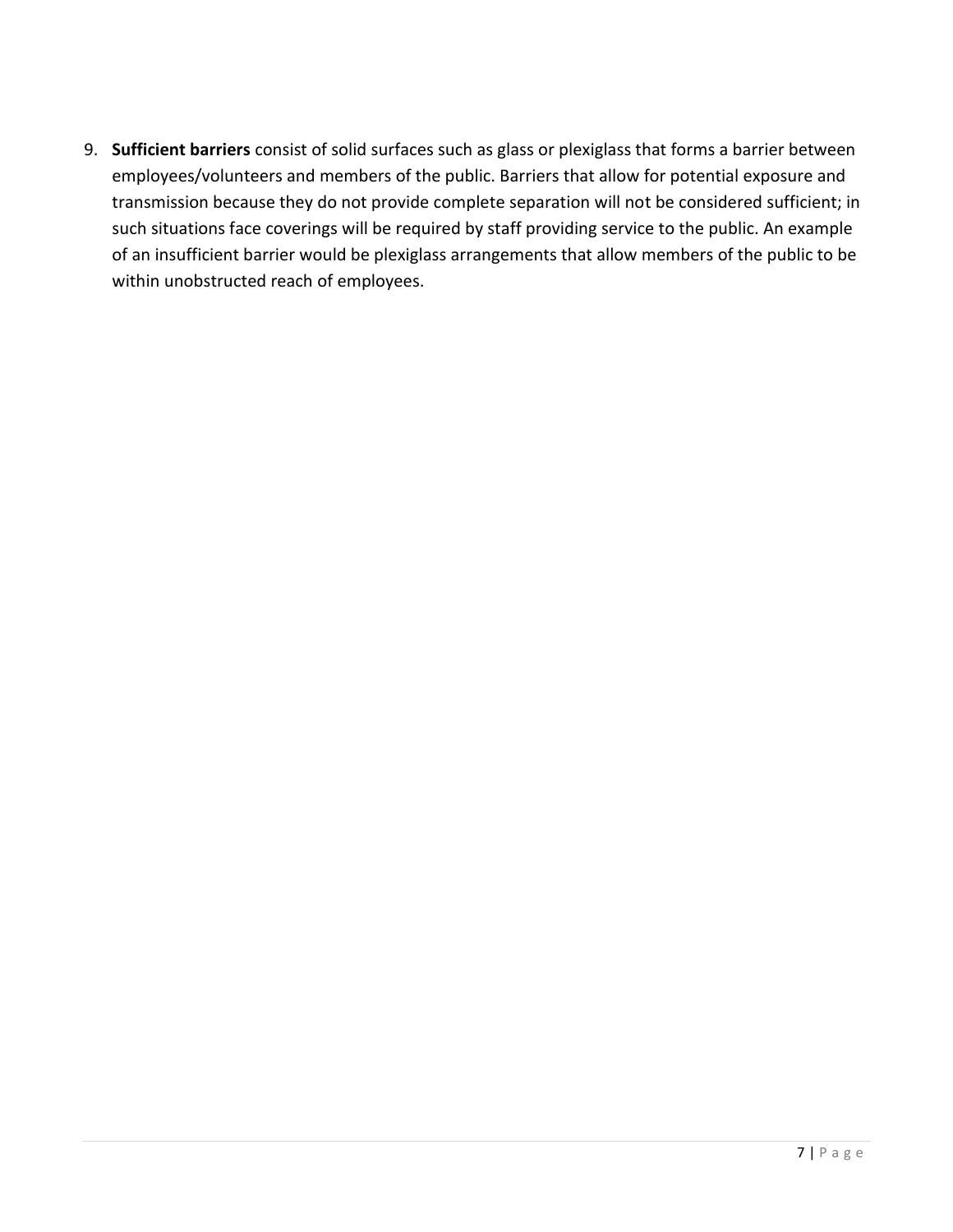9. **Sufficient barriers** consist of solid surfaces such as glass or plexiglass that forms a barrier between employees/volunteers and members of the public. Barriers that allow for potential exposure and transmission because they do not provide complete separation will not be considered sufficient; in such situations face coverings will be required by staff providing service to the public. An example of an insufficient barrier would be plexiglass arrangements that allow members of the public to be within unobstructed reach of employees.